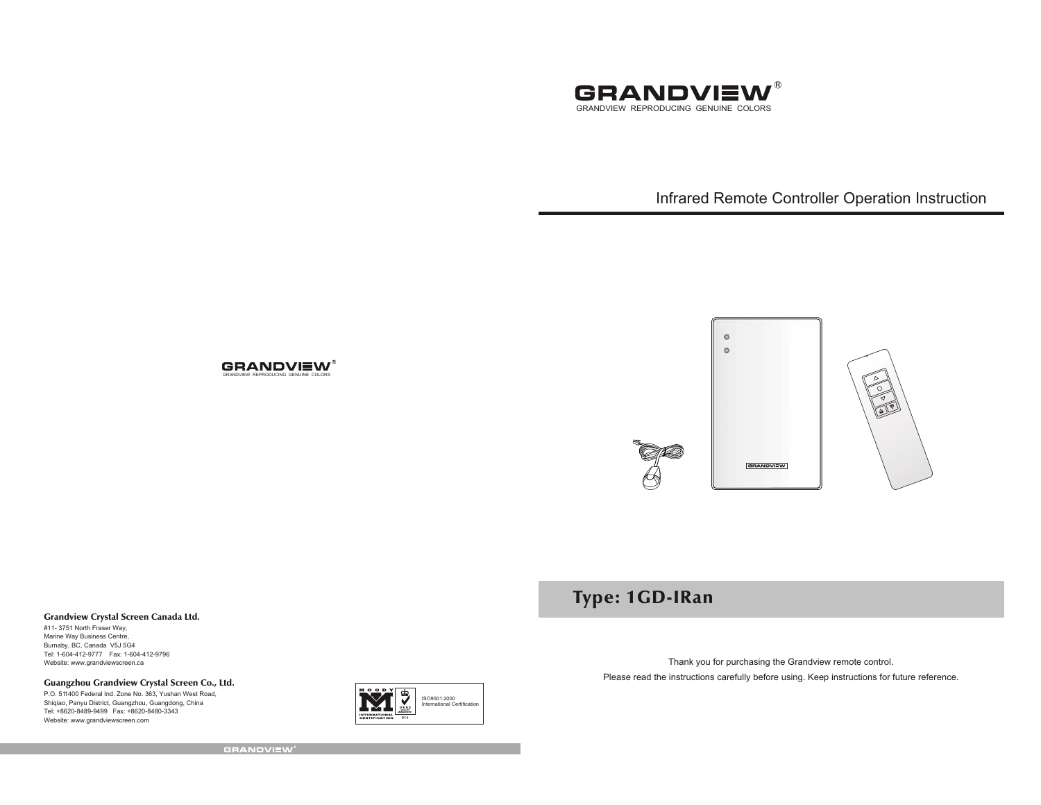# GRANDVIEW®

GRANDVIEW REPRODUCING GENUINE COLORS

## Infrared Remote Controller Operation Instruction

## Type: 1GD-IRan

Thank you for purchasing the Grandview remote control.

Please read the instructions carefully before using. Keep instructions for future reference.

GRANDVIEW®

GRANDVIEW REPRODUCING GENUINE COLORS

**Grandview Crystal Screen Canada Ltd.**

#11- 3751 North Fraser Way,
Marine Way Business Centre,
Burnaby, BC, Canada V5J 5G4
Tel: 1-604-412-9777 Fax: 1-604-412-9796
Website: www.grandviewscreen.ca

**Guangzhou Grandview Crystal Screen Co., Ltd.**

P.O. 511400 Federal Ind. Zone No. 363, Yushan West Road,
Shiqiao, Panyu District, Guangzhou, Guangdong, China
Tel: +8620-8489-9499 Fax: +8620-8480-3343
Website: www.grandviewscreen.com

ISO9001:2000
International Certification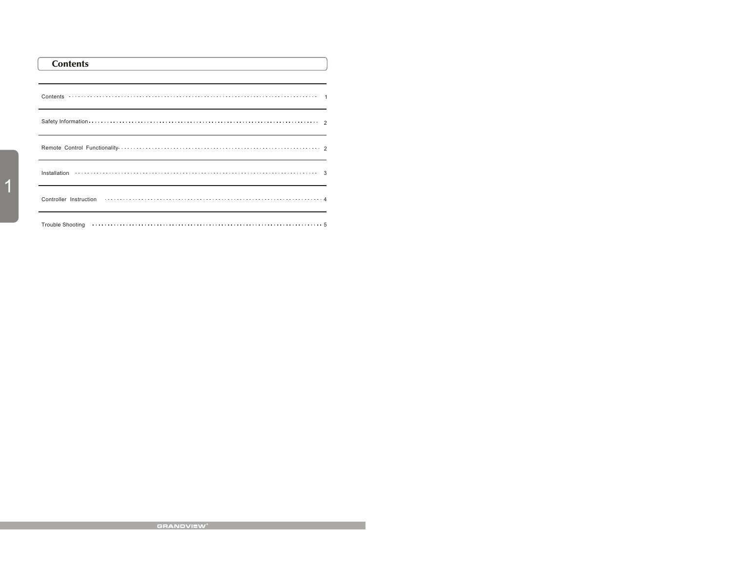# Contents

| | |
|---|---|
| Contents | 1 |
| Safety Information | 2 |
| Remote Control Functionality | 2 |
| Installation | 3 |
| Controller Instruction | 4 |
| Trouble Shooting | 5 |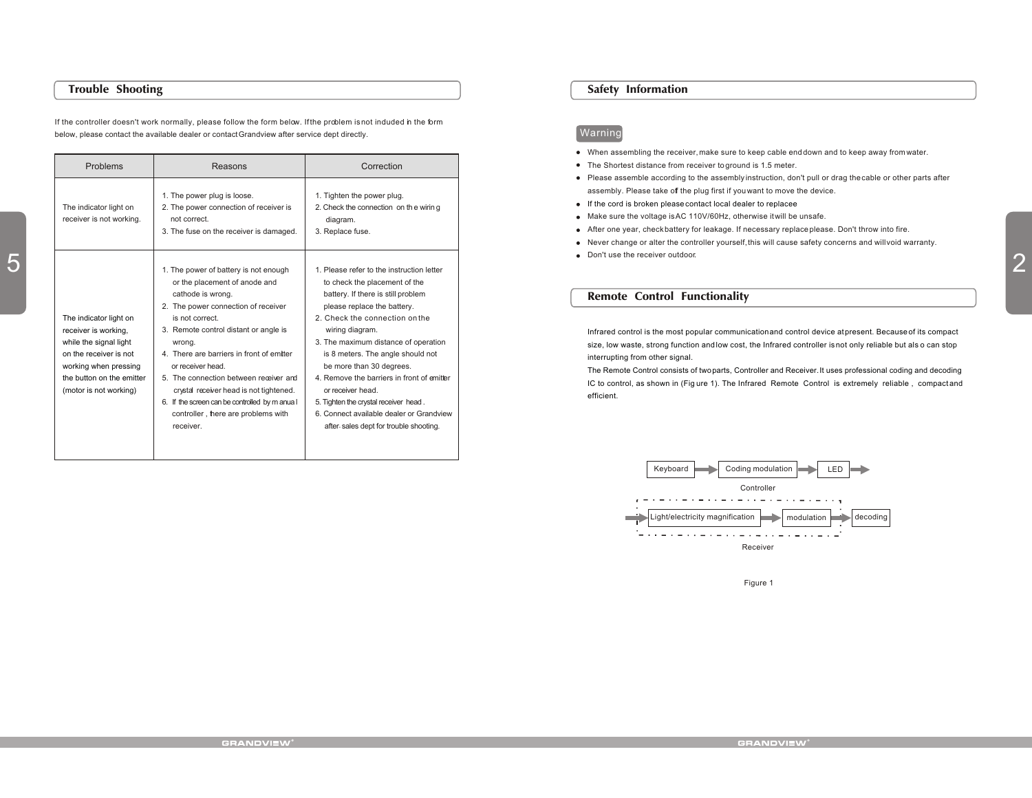## Trouble Shooting

If the controller doesn't work normally, please follow the form below. If the problem is not included in the form below, please contact the available dealer or contact Grandview after service dept directly.

| Problems | Reasons | Correction |
|---|---|---|
| The indicator light on receiver is not working. | 1. The power plug is loose.<br>2. The power connection of receiver is not correct.<br>3. The fuse on the receiver is damaged. | 1. Tighten the power plug.<br>2. Check the connection on the wiring diagram.<br>3. Replace fuse. |
| The indicator light on receiver is working, while the signal light on the receiver is not working when pressing the button on the emitter (motor is not working) | 1. The power of battery is not enough or the placement of anode and cathode is wrong.<br>2. The power connection of receiver is not correct.<br>3. Remote control distant or angle is wrong.<br>4. There are barriers in front of emitter or receiver head.<br>5. The connection between receiver and crystal receiver head is not tightened.<br>6. If the screen can be controlled by manual controller, there are problems with receiver. | 1. Please refer to the instruction letter to check the placement of the battery. If there is still problem please replace the battery.<br>2. Check the connection on the wiring diagram.<br>3. The maximum distance of operation is 8 meters. The angle should not be more than 30 degrees.<br>4. Remove the barriers in front of emitter or receiver head.<br>5. Tighten the crystal receiver head.<br>6. Connect available dealer or Grandview after-sales dept for trouble shooting. |

## Safety Information

**Warning**

- When assembling the receiver, make sure to keep cable end down and to keep away from water.
- The Shortest distance from receiver to ground is 1.5 meter.
- Please assemble according to the assembly instruction, don't pull or drag the cable or other parts after assembly. Please take off the plug first if you want to move the device.
- If the cord is broken please contact local dealer to replacee
- Make sure the voltage is AC 110V/60Hz, otherwise it will be unsafe.
- After one year, check battery for leakage. If necessary replace please. Don't throw into fire.
- Never change or alter the controller yourself, this will cause safety concerns and will void warranty.
- Don't use the receiver outdoor.

## Remote Control Functionality

Infrared control is the most popular communication and control device at present. Because of its compact size, low waste, strong function and low cost, the Infrared controller is not only reliable but also can stop interrupting from other signal.

The Remote Control consists of two parts, Controller and Receiver. It uses professional coding and decoding IC to control, as shown in (Figure 1). The Infrared Remote Control is extremely reliable, compact and efficient.

Keyboard → Coding modulation → LED →

Controller

→ Light/electricity magnification → modulation → decoding

Receiver

Figure 1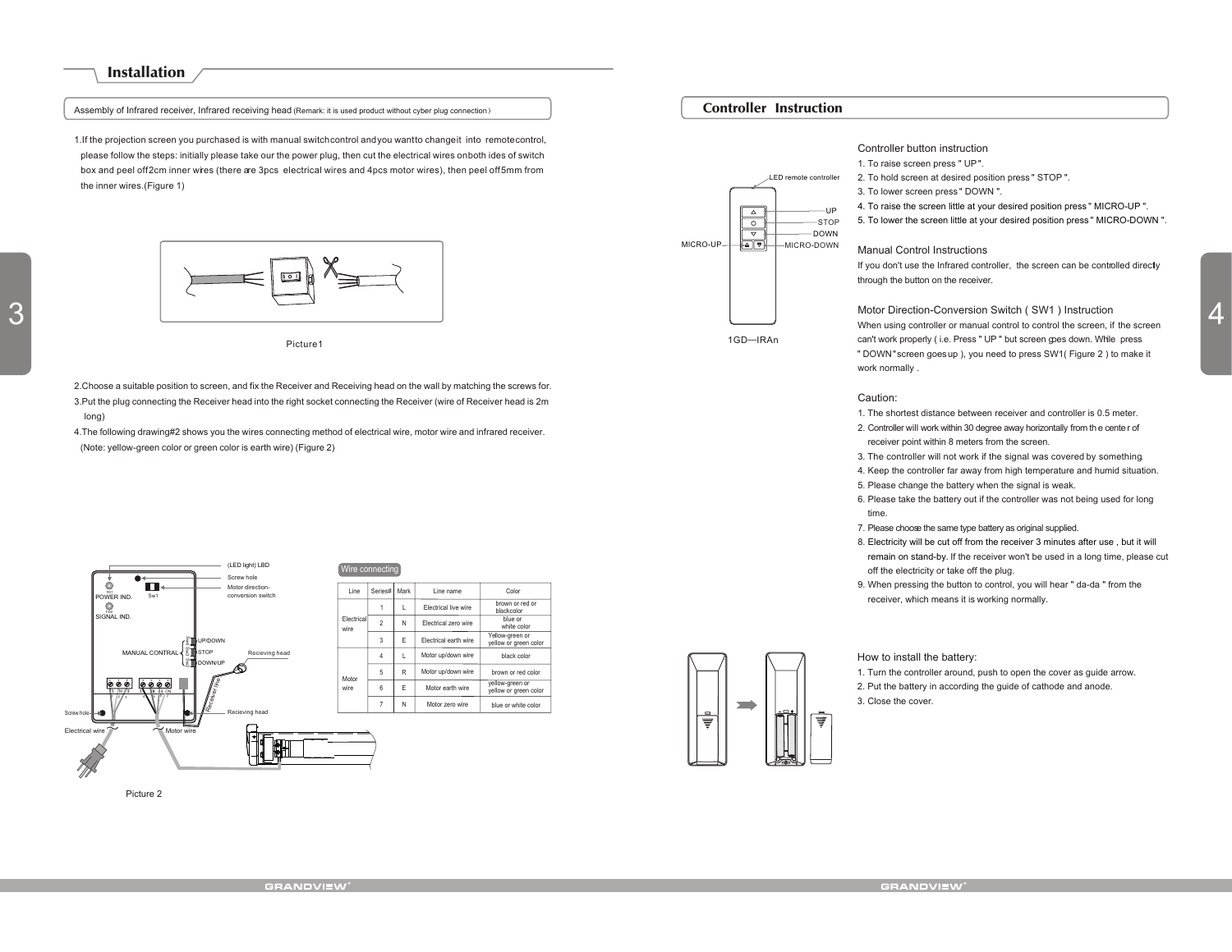## Installation

Assembly of Infrared receiver, Infrared receiving head (Remark: it is used product without cyber plug connection)

1.If the projection screen you purchased is with manual switchcontrol andyou wantto changeit into remotecontrol, please follow the steps: initially please take our the power plug, then cut the electrical wires onboth ides of switch box and peel off2cm inner wires (there are 3pcs electrical wires and 4pcs motor wires), then peel off5mm from the inner wires.(Figure 1)

Picture1

2.Choose a suitable position to screen, and fix the Receiver and Receiving head on the wall by matching the screws for.

3.Put the plug connecting the Receiver head into the right socket connecting the Receiver (wire of Receiver head is 2m long)

4.The following drawing#2 shows you the wires connecting method of electrical wire, motor wire and infrared receiver. (Note: yellow-green color or green color is earth wire) (Figure 2)

(LED light) LBD
Screw hole
Motor direction-conversion switch
POWER IND.
SIGNAL IND.
Sw1
UP/DOWN
MANUAL CONTRAL
STOP
DOWN/UP
Recieving head
Receiver line
Screw hole
Recieving head
Electrical wire
Motor wire

Picture 2

Wire connecting

| Line | Series# | Mark | Line name | Color |
|---|---|---|---|---|
| Electrical wire | 1 | L | Electrical live wire | brown or red or blackcolor |
| | 2 | N | Electrical zero wire | blue or white color |
| | 3 | E | Electrical earth wire | Yellow-green or yellow or green color |
| Motor wire | 4 | L | Motor up/down wire | black color |
| | 5 | R | Motor up/down wire | brown or red color |
| | 6 | E | Motor earth wire | yellow-green or yellow or green color |
| | 7 | N | Motor zero wire | blue or white color |

## Controller Instruction

LED remote controller
UP
STOP
DOWN
MICRO-UP
MICRO-DOWN
1GD—IRAn

Controller button instruction

1. To raise screen press " UP ".
2. To hold screen at desired position press " STOP ".
3. To lower screen press " DOWN ".
4. To raise the screen little at your desired position press " MICRO-UP ".
5. To lower the screen little at your desired position press " MICRO-DOWN ".

Manual Control Instructions

If you don't use the Infrared controller, the screen can be controlled direcfly through the button on the receiver.

Motor Direction-Conversion Switch ( SW1 ) Instruction

When using controller or manual control to control the screen, if the screen can't work properly ( i.e. Press " UP " but screen goes down. While press " DOWN " screen goes up ), you need to press SW1( Figure 2 ) to make it work normally .

Caution:

1. The shortest distance between receiver and controller is 0.5 meter.
2. Controller will work within 30 degree away horizontally from th e cente r of receiver point within 8 meters from the screen.
3. The controller will not work if the signal was covered by something.
4. Keep the controller far away from high temperature and humid situation.
5. Please change the battery when the signal is weak.
6. Please take the battery out if the controller was not being used for long time.
7. Please choose the same type battery as original supplied.
8. Electricity will be cut off from the receiver 3 minutes after use , but it will remain on stand-by. If the receiver won't be used in a long time, please cut off the electricity or take off the plug.
9. When pressing the button to control, you will hear " da-da " from the receiver, which means it is working normally.

How to install the battery:

1. Turn the controller around, push to open the cover as guide arrow.
2. Put the battery in according the guide of cathode and anode.
3. Close the cover.